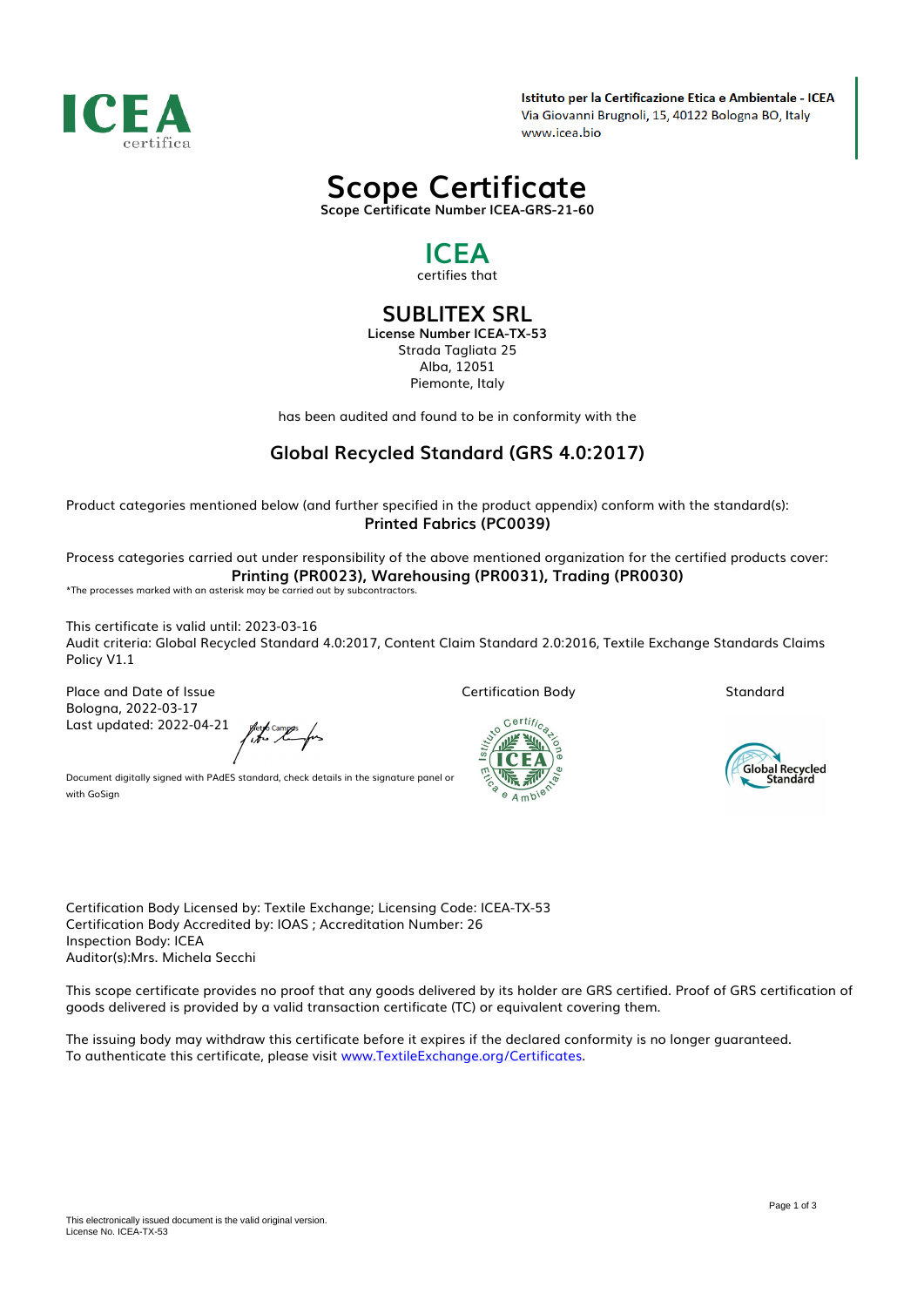**Istituto per la Certificazione Etica e Ambientale - ICEA**
Via Giovanni Brugnoli, 15, 40122 Bologna BO, Italy
www.icea.bio

# Scope Certificate

**Scope Certificate Number ICEA-GRS-21-60**

## ICEA

certifies that

## SUBLITEX SRL

**License Number ICEA-TX-53**
Strada Tagliata 25
Alba, 12051
Piemonte, Italy

has been audited and found to be in conformity with the

## Global Recycled Standard (GRS 4.0:2017)

Product categories mentioned below (and further specified in the product appendix) conform with the standard(s):

**Printed Fabrics (PC0039)**

Process categories carried out under responsibility of the above mentioned organization for the certified products cover:

**Printing (PR0023), Warehousing (PR0031), Trading (PR0030)**

*The processes marked with an asterisk may be carried out by subcontractors.

This certificate is valid until: 2023-03-16
Audit criteria: Global Recycled Standard 4.0:2017, Content Claim Standard 2.0:2016, Textile Exchange Standards Claims Policy V1.1

Place and Date of Issue
Bologna, 2022-03-17
Last updated: 2022-04-21

Pietro Campus

Document digitally signed with PAdES standard, check details in the signature panel or with GoSign

Certification Body

Standard

Certification Body Licensed by: Textile Exchange; Licensing Code: ICEA-TX-53
Certification Body Accredited by: IOAS ; Accreditation Number: 26
Inspection Body: ICEA
Auditor(s):Mrs. Michela Secchi

This scope certificate provides no proof that any goods delivered by its holder are GRS certified. Proof of GRS certification of goods delivered is provided by a valid transaction certificate (TC) or equivalent covering them.

The issuing body may withdraw this certificate before it expires if the declared conformity is no longer guaranteed.
To authenticate this certificate, please visit www.TextileExchange.org/Certificates.

This electronically issued document is the valid original version.
License No. ICEA-TX-53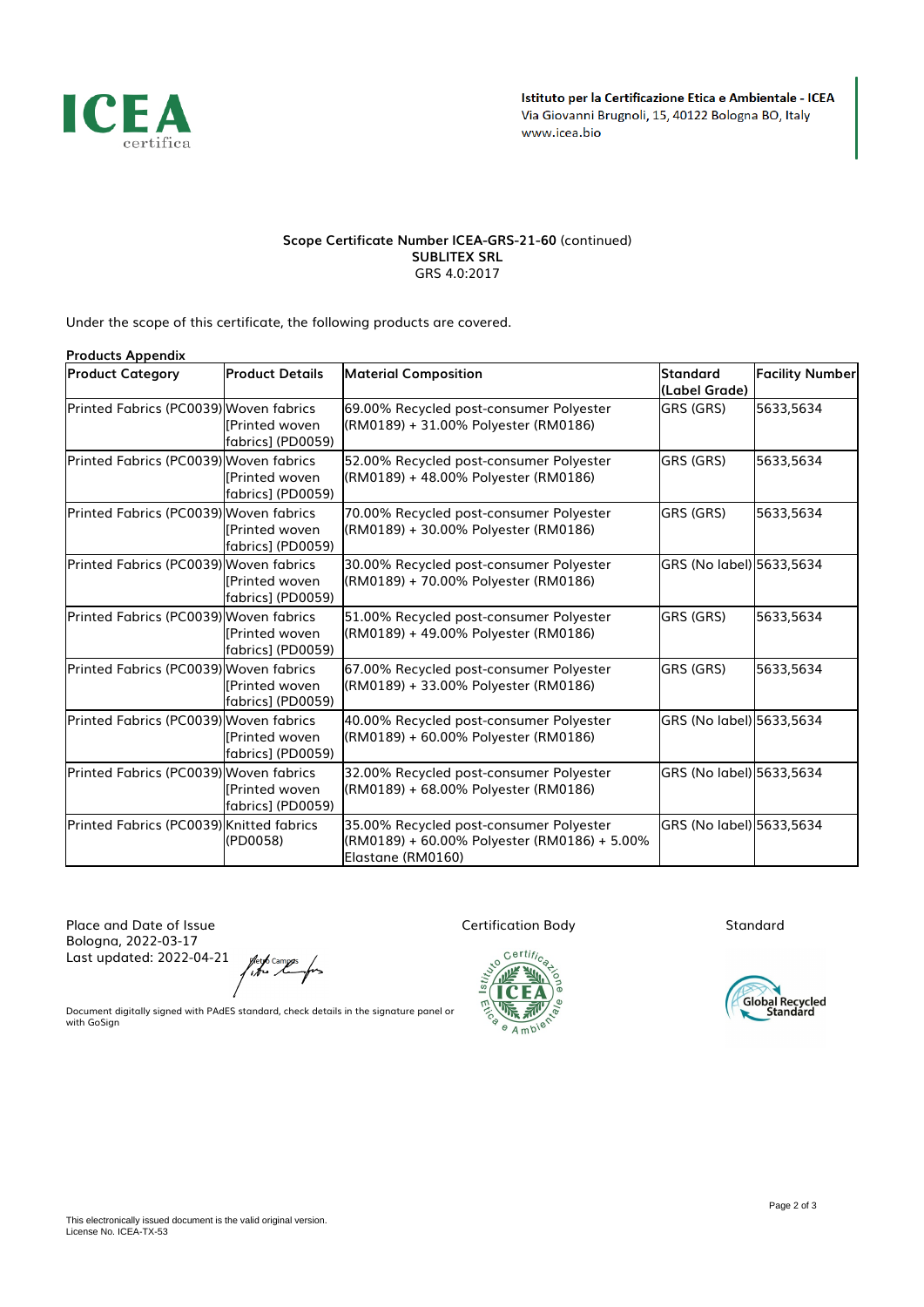**Istituto per la Certificazione Etica e Ambientale - ICEA**
Via Giovanni Brugnoli, 15, 40122 Bologna BO, Italy
www.icea.bio

**Scope Certificate Number ICEA-GRS-21-60** (continued)
**SUBLITEX SRL**
GRS 4.0:2017

Under the scope of this certificate, the following products are covered.

**Products Appendix**

| Product Category | Product Details | Material Composition | Standard (Label Grade) | Facility Number |
|---|---|---|---|---|
| Printed Fabrics (PC0039) | Woven fabrics [Printed woven fabrics] (PD0059) | 69.00% Recycled post-consumer Polyester (RM0189) + 31.00% Polyester (RM0186) | GRS (GRS) | 5633,5634 |
| Printed Fabrics (PC0039) | Woven fabrics [Printed woven fabrics] (PD0059) | 52.00% Recycled post-consumer Polyester (RM0189) + 48.00% Polyester (RM0186) | GRS (GRS) | 5633,5634 |
| Printed Fabrics (PC0039) | Woven fabrics [Printed woven fabrics] (PD0059) | 70.00% Recycled post-consumer Polyester (RM0189) + 30.00% Polyester (RM0186) | GRS (GRS) | 5633,5634 |
| Printed Fabrics (PC0039) | Woven fabrics [Printed woven fabrics] (PD0059) | 30.00% Recycled post-consumer Polyester (RM0189) + 70.00% Polyester (RM0186) | GRS (No label) | 5633,5634 |
| Printed Fabrics (PC0039) | Woven fabrics [Printed woven fabrics] (PD0059) | 51.00% Recycled post-consumer Polyester (RM0189) + 49.00% Polyester (RM0186) | GRS (GRS) | 5633,5634 |
| Printed Fabrics (PC0039) | Woven fabrics [Printed woven fabrics] (PD0059) | 67.00% Recycled post-consumer Polyester (RM0189) + 33.00% Polyester (RM0186) | GRS (GRS) | 5633,5634 |
| Printed Fabrics (PC0039) | Woven fabrics [Printed woven fabrics] (PD0059) | 40.00% Recycled post-consumer Polyester (RM0189) + 60.00% Polyester (RM0186) | GRS (No label) | 5633,5634 |
| Printed Fabrics (PC0039) | Woven fabrics [Printed woven fabrics] (PD0059) | 32.00% Recycled post-consumer Polyester (RM0189) + 68.00% Polyester (RM0186) | GRS (No label) | 5633,5634 |
| Printed Fabrics (PC0039) | Knitted fabrics (PD0058) | 35.00% Recycled post-consumer Polyester (RM0189) + 60.00% Polyester (RM0186) + 5.00% Elastane (RM0160) | GRS (No label) | 5633,5634 |

Place and Date of Issue
Bologna, 2022-03-17
Last updated: 2022-04-21

Pietro Campus

Document digitally signed with PAdES standard, check details in the signature panel or with GoSign

Certification Body

Standard

This electronically issued document is the valid original version.
License No. ICEA-TX-53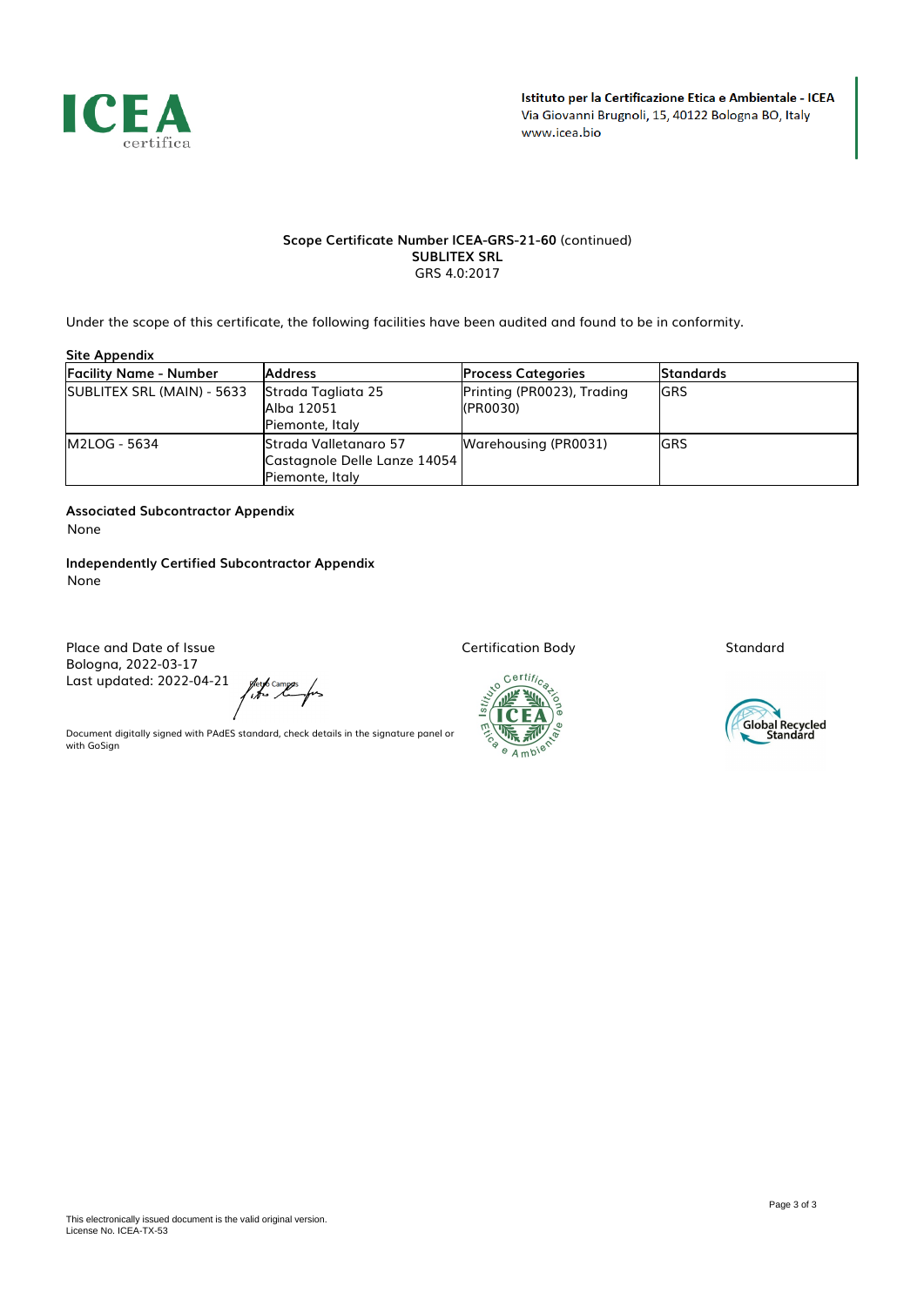Istituto per la Certificazione Etica e Ambientale - ICEA
Via Giovanni Brugnoli, 15, 40122 Bologna BO, Italy
www.icea.bio

**Scope Certificate Number ICEA-GRS-21-60** (continued)
**SUBLITEX SRL**
GRS 4.0:2017

Under the scope of this certificate, the following facilities have been audited and found to be in conformity.

**Site Appendix**

| Facility Name - Number | Address | Process Categories | Standards |
|---|---|---|---|
| SUBLITEX SRL (MAIN) - 5633 | Strada Tagliata 25<br>Alba 12051<br>Piemonte, Italy | Printing (PR0023), Trading (PR0030) | GRS |
| M2LOG - 5634 | Strada Valletanaro 57<br>Castagnole Delle Lanze 14054<br>Piemonte, Italy | Warehousing (PR0031) | GRS |

**Associated Subcontractor Appendix**

None

**Independently Certified Subcontractor Appendix**

None

Place and Date of Issue
Bologna, 2022-03-17
Last updated: 2022-04-21

Pietro Campus

Document digitally signed with PAdES standard, check details in the signature panel or with GoSign

Certification Body

Standard

This electronically issued document is the valid original version.
License No. ICEA-TX-53